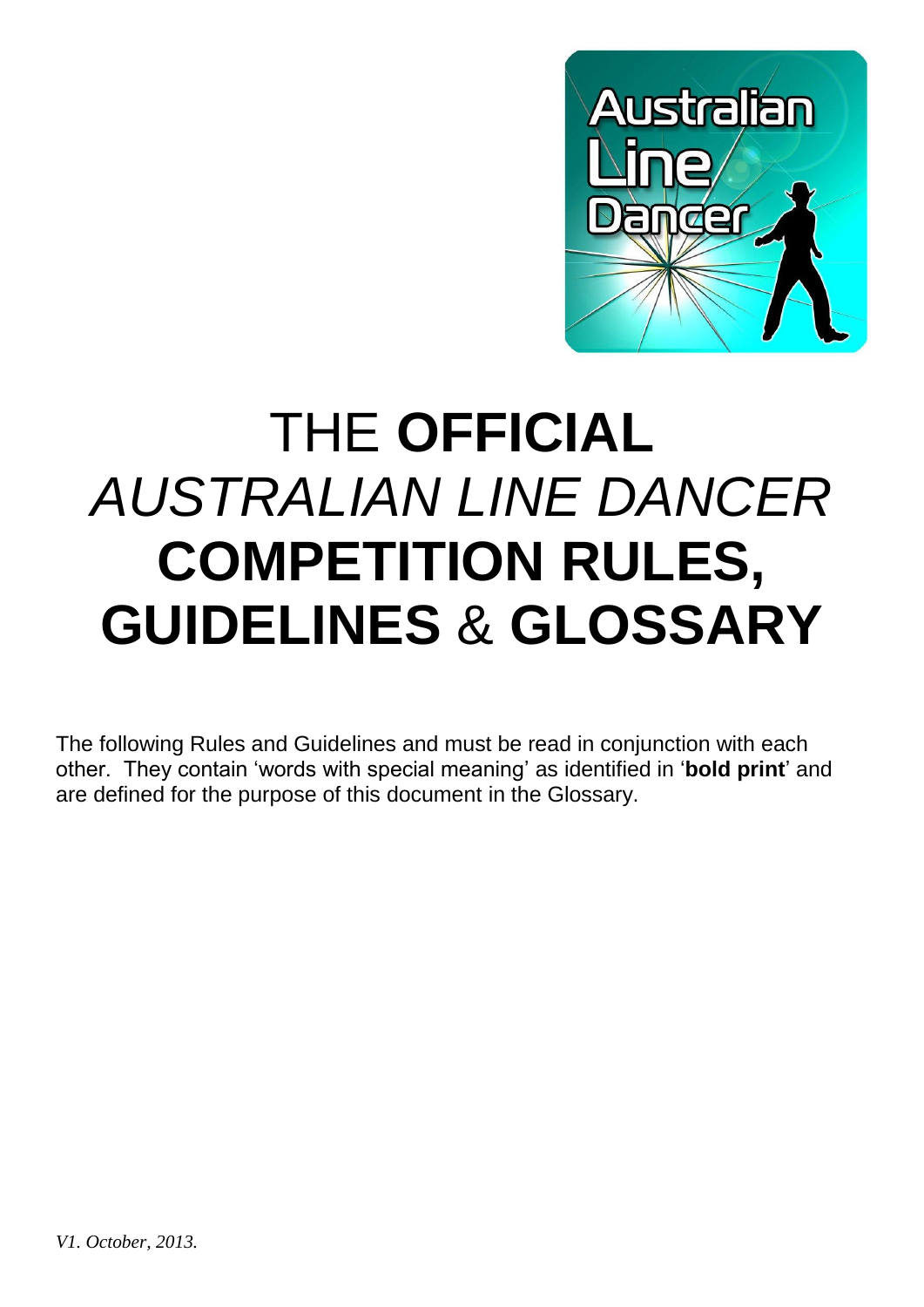# THE **OFFICIAL** *AUSTRALIAN LINE DANCER* **COMPETITION RULES, GUIDELINES** & **GLOSSARY**

The following Rules and Guidelines and must be read in conjunction with each other. They contain 'words with special meaning' as identified in '**bold print**' and are defined for the purpose of this document in the Glossary.

*V1. October, 2013.*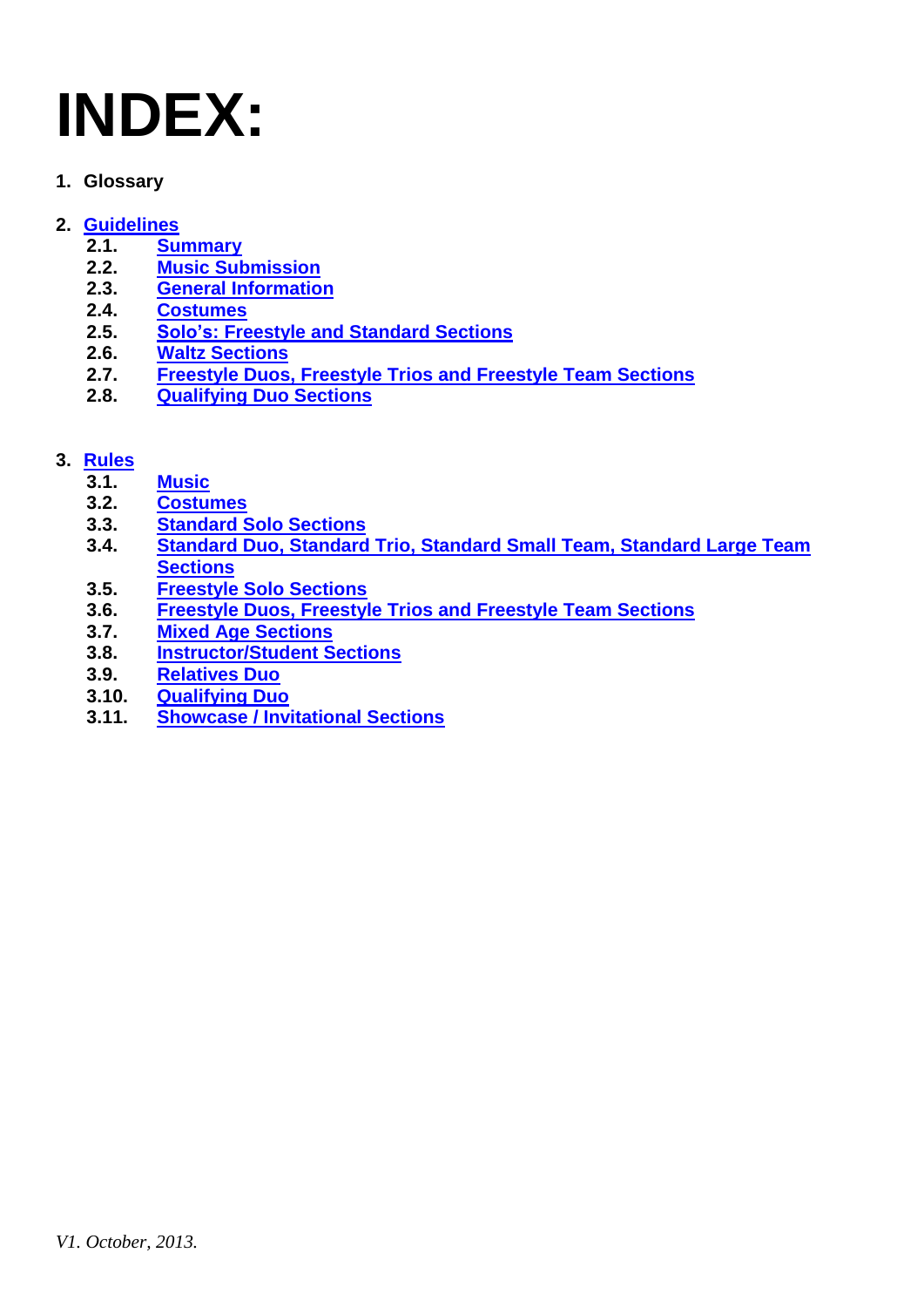# INDEX:

1. **Glossary**

2. **Guidelines**
   - **2.1.** **Summary**
   - **2.2.** **Music Submission**
   - **2.3.** **General Information**
   - **2.4.** **Costumes**
   - **2.5.** **Solo's: Freestyle and Standard Sections**
   - **2.6.** **Waltz Sections**
   - **2.7.** **Freestyle Duos, Freestyle Trios and Freestyle Team Sections**
   - **2.8.** **Qualifying Duo Sections**

3. **Rules**
   - **3.1.** **Music**
   - **3.2.** **Costumes**
   - **3.3.** **Standard Solo Sections**
   - **3.4.** **Standard Duo, Standard Trio, Standard Small Team, Standard Large Team Sections**
   - **3.5.** **Freestyle Solo Sections**
   - **3.6.** **Freestyle Duos, Freestyle Trios and Freestyle Team Sections**
   - **3.7.** **Mixed Age Sections**
   - **3.8.** **Instructor/Student Sections**
   - **3.9.** **Relatives Duo**
   - **3.10.** **Qualifying Duo**
   - **3.11.** **Showcase / Invitational Sections**

*V1. October, 2013.*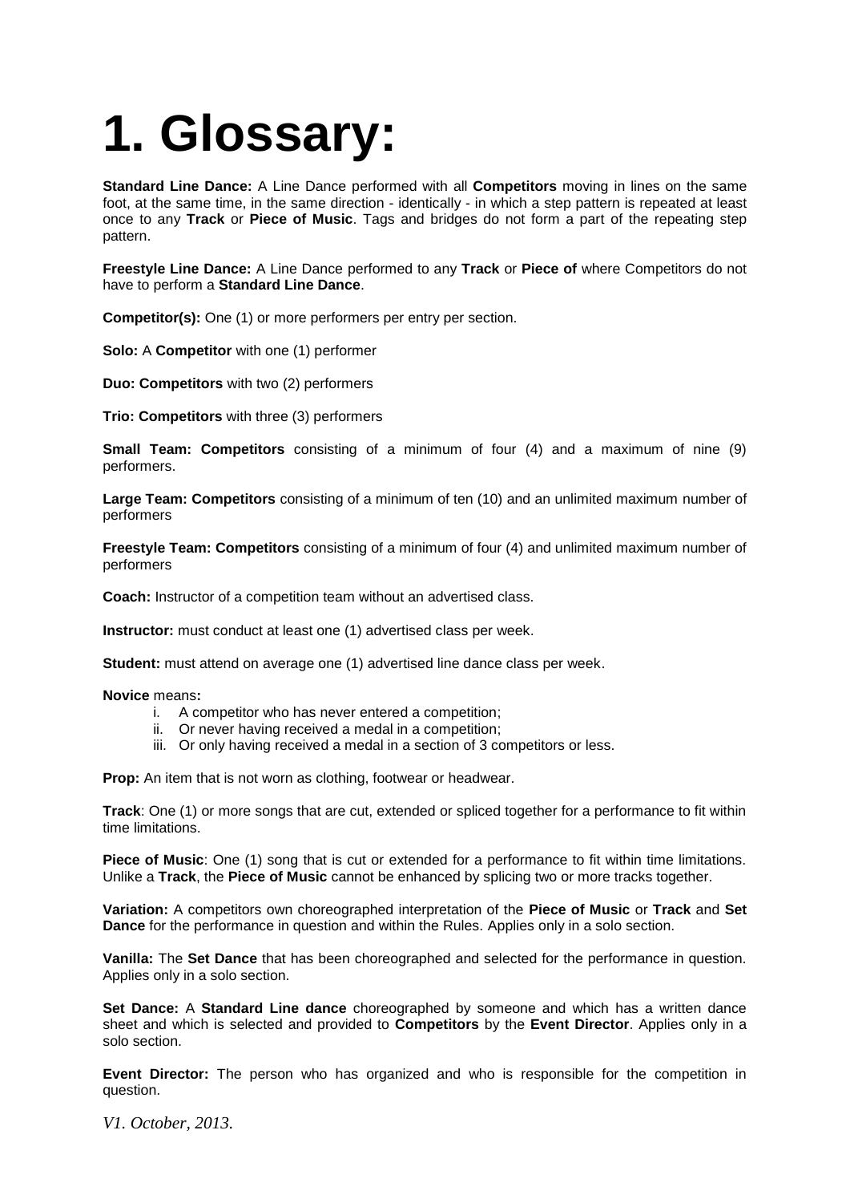# 1. Glossary:

**Standard Line Dance:** A Line Dance performed with all **Competitors** moving in lines on the same foot, at the same time, in the same direction - identically - in which a step pattern is repeated at least once to any **Track** or **Piece of Music**. Tags and bridges do not form a part of the repeating step pattern.

**Freestyle Line Dance:** A Line Dance performed to any **Track** or **Piece of** where Competitors do not have to perform a **Standard Line Dance**.

**Competitor(s):** One (1) or more performers per entry per section.

**Solo:** A **Competitor** with one (1) performer

**Duo: Competitors** with two (2) performers

**Trio: Competitors** with three (3) performers

**Small Team: Competitors** consisting of a minimum of four (4) and a maximum of nine (9) performers.

**Large Team: Competitors** consisting of a minimum of ten (10) and an unlimited maximum number of performers

**Freestyle Team: Competitors** consisting of a minimum of four (4) and unlimited maximum number of performers

**Coach:** Instructor of a competition team without an advertised class.

**Instructor:** must conduct at least one (1) advertised class per week.

**Student:** must attend on average one (1) advertised line dance class per week.

**Novice** means**:**

i. A competitor who has never entered a competition;
ii. Or never having received a medal in a competition;
iii. Or only having received a medal in a section of 3 competitors or less.

**Prop:** An item that is not worn as clothing, footwear or headwear.

**Track**: One (1) or more songs that are cut, extended or spliced together for a performance to fit within time limitations.

**Piece of Music**: One (1) song that is cut or extended for a performance to fit within time limitations. Unlike a **Track**, the **Piece of Music** cannot be enhanced by splicing two or more tracks together.

**Variation:** A competitors own choreographed interpretation of the **Piece of Music** or **Track** and **Set Dance** for the performance in question and within the Rules. Applies only in a solo section.

**Vanilla:** The **Set Dance** that has been choreographed and selected for the performance in question. Applies only in a solo section.

**Set Dance:** A **Standard Line dance** choreographed by someone and which has a written dance sheet and which is selected and provided to **Competitors** by the **Event Director**. Applies only in a solo section.

**Event Director:** The person who has organized and who is responsible for the competition in question.

*V1. October, 2013.*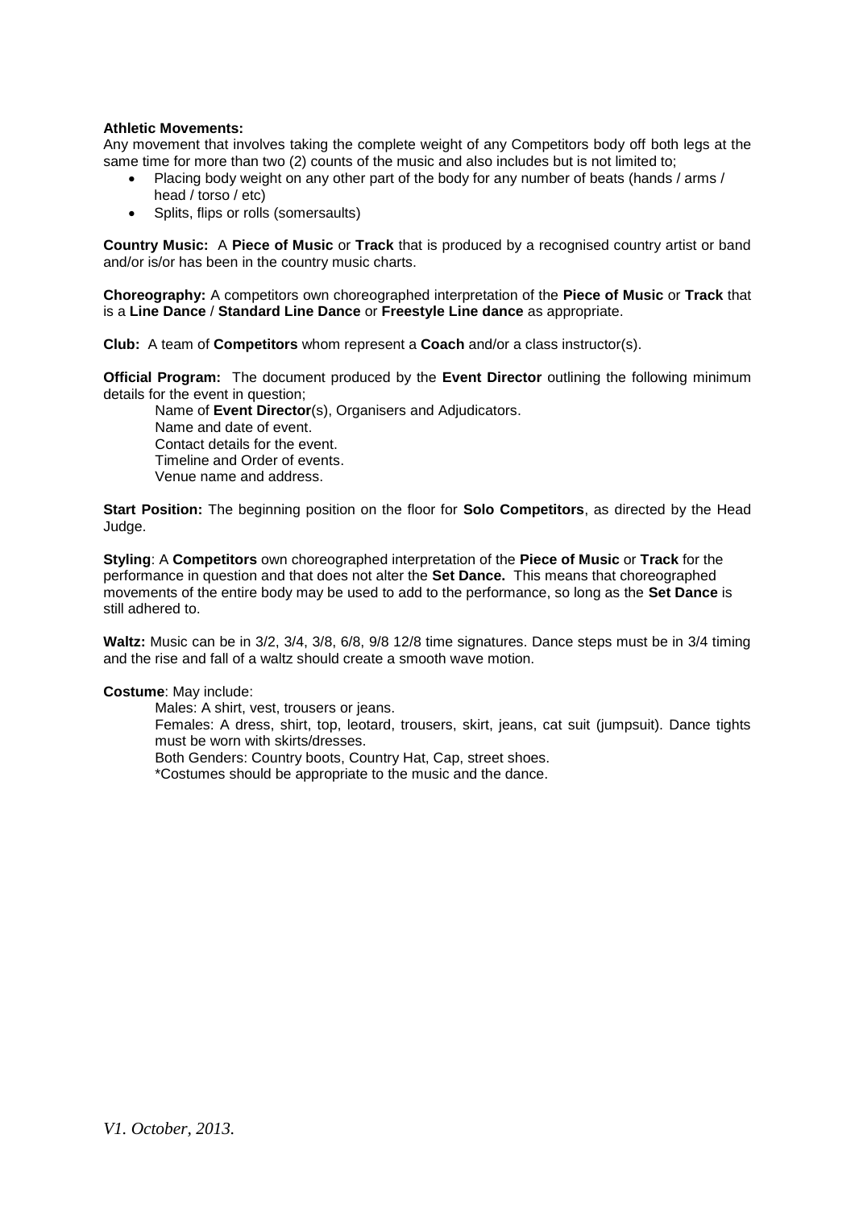**Athletic Movements:**
Any movement that involves taking the complete weight of any Competitors body off both legs at the same time for more than two (2) counts of the music and also includes but is not limited to;

- Placing body weight on any other part of the body for any number of beats (hands / arms / head / torso / etc)
- Splits, flips or rolls (somersaults)

**Country Music:** A **Piece of Music** or **Track** that is produced by a recognised country artist or band and/or is/or has been in the country music charts.

**Choreography:** A competitors own choreographed interpretation of the **Piece of Music** or **Track** that is a **Line Dance** / **Standard Line Dance** or **Freestyle Line dance** as appropriate.

**Club:** A team of **Competitors** whom represent a **Coach** and/or a class instructor(s).

**Official Program:** The document produced by the **Event Director** outlining the following minimum details for the event in question;

Name of **Event Director**(s), Organisers and Adjudicators.
Name and date of event.
Contact details for the event.
Timeline and Order of events.
Venue name and address.

**Start Position:** The beginning position on the floor for **Solo Competitors**, as directed by the Head Judge.

**Styling**: A **Competitors** own choreographed interpretation of the **Piece of Music** or **Track** for the performance in question and that does not alter the **Set Dance.** This means that choreographed movements of the entire body may be used to add to the performance, so long as the **Set Dance** is still adhered to.

**Waltz:** Music can be in 3/2, 3/4, 3/8, 6/8, 9/8 12/8 time signatures. Dance steps must be in 3/4 timing and the rise and fall of a waltz should create a smooth wave motion.

**Costume**: May include:

Males: A shirt, vest, trousers or jeans.
Females: A dress, shirt, top, leotard, trousers, skirt, jeans, cat suit (jumpsuit). Dance tights must be worn with skirts/dresses.
Both Genders: Country boots, Country Hat, Cap, street shoes.
*Costumes should be appropriate to the music and the dance.

*V1. October, 2013.*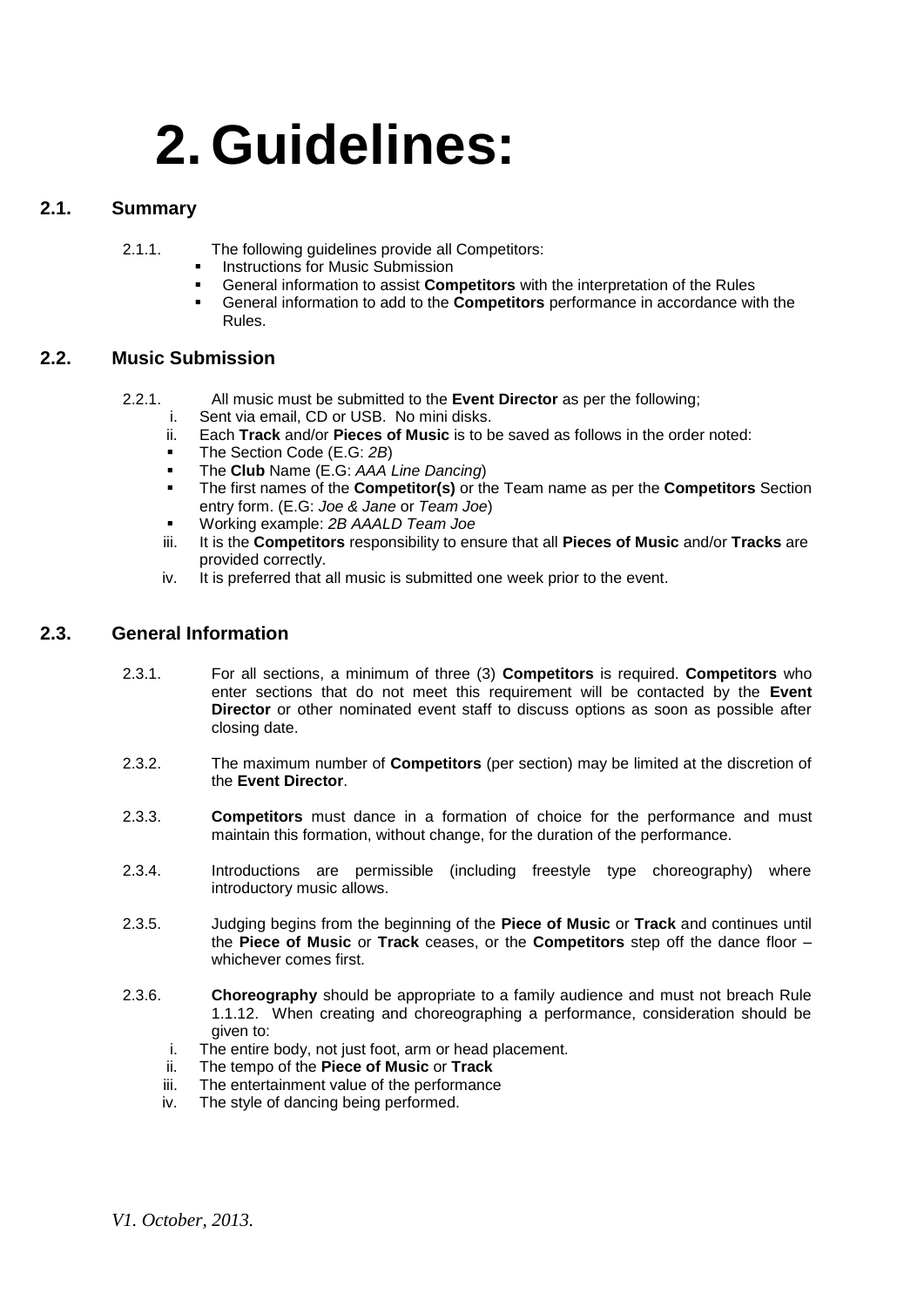# 2. Guidelines:

## 2.1. Summary

2.1.1. The following guidelines provide all Competitors:

- Instructions for Music Submission
- General information to assist **Competitors** with the interpretation of the Rules
- General information to add to the **Competitors** performance in accordance with the Rules.

## 2.2. Music Submission

2.2.1. All music must be submitted to the **Event Director** as per the following;

i. Sent via email, CD or USB. No mini disks.

ii. Each **Track** and/or **Pieces of Music** is to be saved as follows in the order noted:

- The Section Code (E.G: *2B*)
- The **Club** Name (E.G: *AAA Line Dancing*)
- The first names of the **Competitor(s)** or the Team name as per the **Competitors** Section entry form. (E.G: *Joe & Jane* or *Team Joe*)
- Working example: *2B AAALD Team Joe*

iii. It is the **Competitors** responsibility to ensure that all **Pieces of Music** and/or **Tracks** are provided correctly.

iv. It is preferred that all music is submitted one week prior to the event.

## 2.3. General Information

2.3.1. For all sections, a minimum of three (3) **Competitors** is required. **Competitors** who enter sections that do not meet this requirement will be contacted by the **Event Director** or other nominated event staff to discuss options as soon as possible after closing date.

2.3.2. The maximum number of **Competitors** (per section) may be limited at the discretion of the **Event Director**.

2.3.3. **Competitors** must dance in a formation of choice for the performance and must maintain this formation, without change, for the duration of the performance.

2.3.4. Introductions are permissible (including freestyle type choreography) where introductory music allows.

2.3.5. Judging begins from the beginning of the **Piece of Music** or **Track** and continues until the **Piece of Music** or **Track** ceases, or the **Competitors** step off the dance floor – whichever comes first.

2.3.6. **Choreography** should be appropriate to a family audience and must not breach Rule 1.1.12. When creating and choreographing a performance, consideration should be given to:

i. The entire body, not just foot, arm or head placement.

ii. The tempo of the **Piece of Music** or **Track**

iii. The entertainment value of the performance

iv. The style of dancing being performed.

*V1. October, 2013.*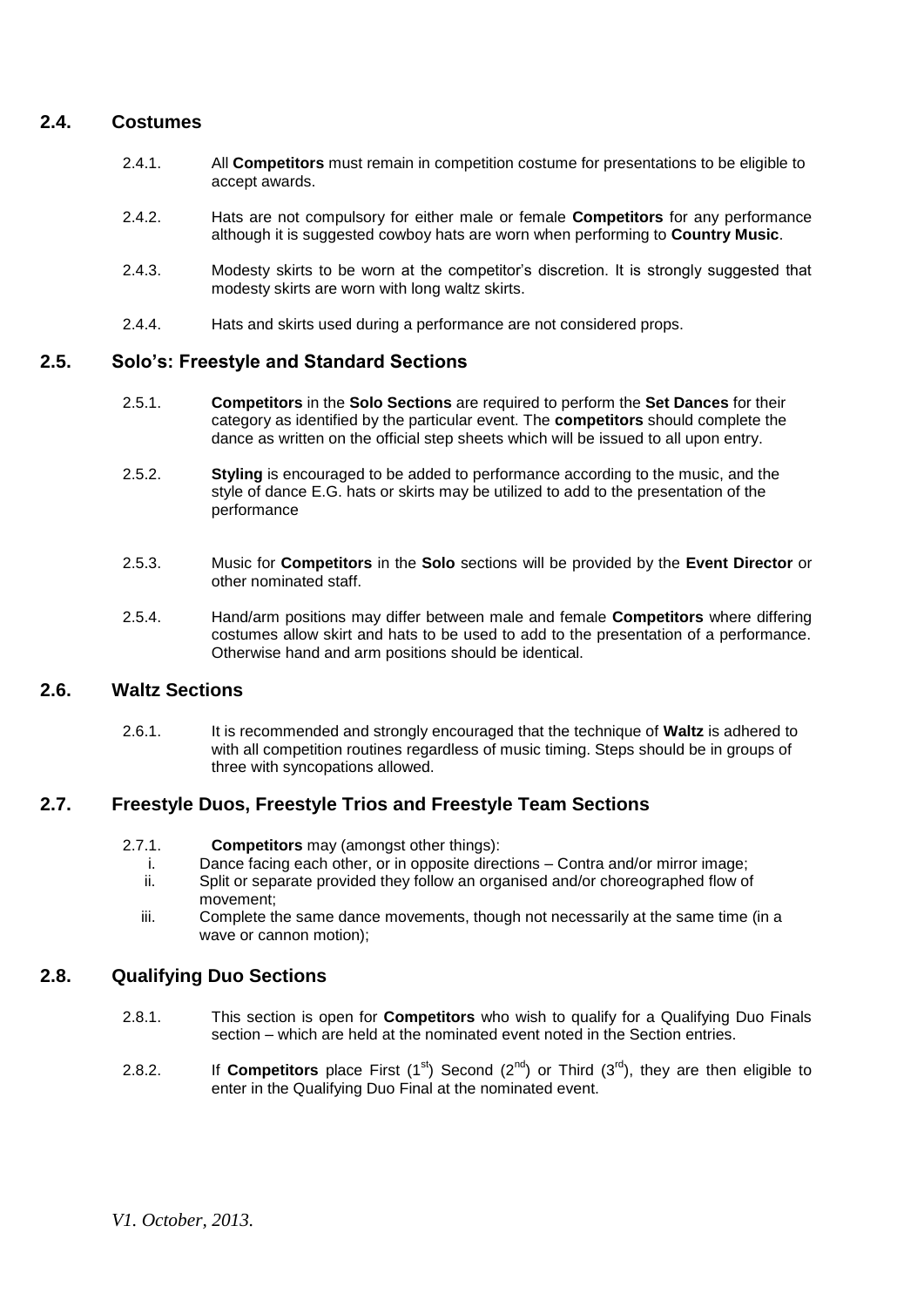## 2.4. Costumes

2.4.1. All **Competitors** must remain in competition costume for presentations to be eligible to accept awards.

2.4.2. Hats are not compulsory for either male or female **Competitors** for any performance although it is suggested cowboy hats are worn when performing to **Country Music**.

2.4.3. Modesty skirts to be worn at the competitor's discretion. It is strongly suggested that modesty skirts are worn with long waltz skirts.

2.4.4. Hats and skirts used during a performance are not considered props.

## 2.5. Solo's: Freestyle and Standard Sections

2.5.1. **Competitors** in the **Solo Sections** are required to perform the **Set Dances** for their category as identified by the particular event. The **competitors** should complete the dance as written on the official step sheets which will be issued to all upon entry.

2.5.2. **Styling** is encouraged to be added to performance according to the music, and the style of dance E.G. hats or skirts may be utilized to add to the presentation of the performance

2.5.3. Music for **Competitors** in the **Solo** sections will be provided by the **Event Director** or other nominated staff.

2.5.4. Hand/arm positions may differ between male and female **Competitors** where differing costumes allow skirt and hats to be used to add to the presentation of a performance. Otherwise hand and arm positions should be identical.

## 2.6. Waltz Sections

2.6.1. It is recommended and strongly encouraged that the technique of **Waltz** is adhered to with all competition routines regardless of music timing. Steps should be in groups of three with syncopations allowed.

## 2.7. Freestyle Duos, Freestyle Trios and Freestyle Team Sections

2.7.1. **Competitors** may (amongst other things):

i. Dance facing each other, or in opposite directions – Contra and/or mirror image;

ii. Split or separate provided they follow an organised and/or choreographed flow of movement;

iii. Complete the same dance movements, though not necessarily at the same time (in a wave or cannon motion);

## 2.8. Qualifying Duo Sections

2.8.1. This section is open for **Competitors** who wish to qualify for a Qualifying Duo Finals section – which are held at the nominated event noted in the Section entries.

2.8.2. If **Competitors** place First (1st) Second (2nd) or Third (3rd), they are then eligible to enter in the Qualifying Duo Final at the nominated event.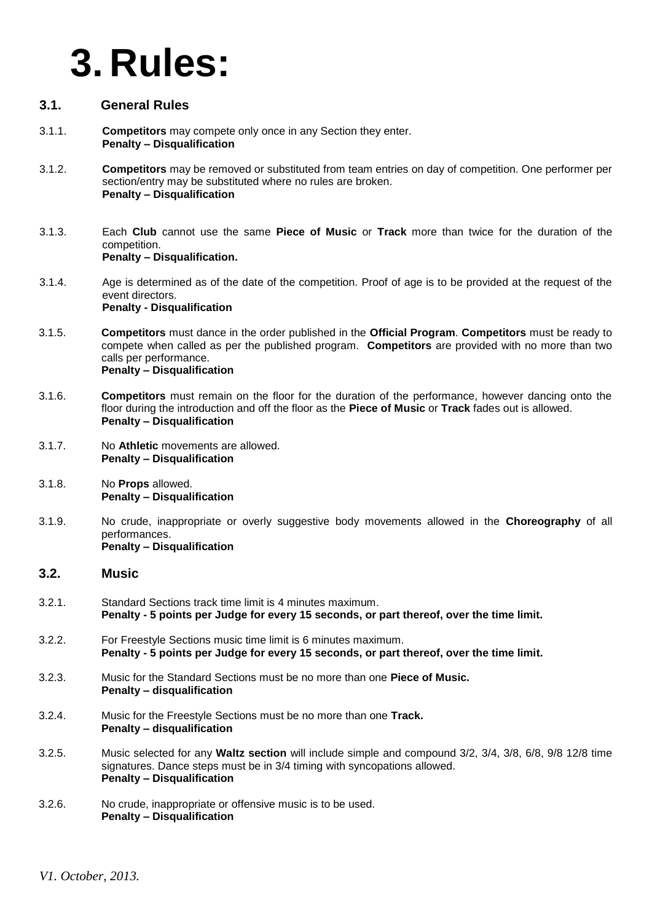# 3. Rules:

## 3.1. General Rules

3.1.1. **Competitors** may compete only once in any Section they enter.
**Penalty – Disqualification**

3.1.2. **Competitors** may be removed or substituted from team entries on day of competition. One performer per section/entry may be substituted where no rules are broken.
**Penalty – Disqualification**

3.1.3. Each **Club** cannot use the same **Piece of Music** or **Track** more than twice for the duration of the competition.
**Penalty – Disqualification.**

3.1.4. Age is determined as of the date of the competition. Proof of age is to be provided at the request of the event directors.
**Penalty - Disqualification**

3.1.5. **Competitors** must dance in the order published in the **Official Program**. **Competitors** must be ready to compete when called as per the published program. **Competitors** are provided with no more than two calls per performance.
**Penalty – Disqualification**

3.1.6. **Competitors** must remain on the floor for the duration of the performance, however dancing onto the floor during the introduction and off the floor as the **Piece of Music** or **Track** fades out is allowed.
**Penalty – Disqualification**

3.1.7. No **Athletic** movements are allowed.
**Penalty – Disqualification**

3.1.8. No **Props** allowed.
**Penalty – Disqualification**

3.1.9. No crude, inappropriate or overly suggestive body movements allowed in the **Choreography** of all performances.
**Penalty – Disqualification**

## 3.2. Music

3.2.1. Standard Sections track time limit is 4 minutes maximum.
**Penalty - 5 points per Judge for every 15 seconds, or part thereof, over the time limit.**

3.2.2. For Freestyle Sections music time limit is 6 minutes maximum.
**Penalty - 5 points per Judge for every 15 seconds, or part thereof, over the time limit.**

3.2.3. Music for the Standard Sections must be no more than one **Piece of Music.**
**Penalty – disqualification**

3.2.4. Music for the Freestyle Sections must be no more than one **Track.**
**Penalty – disqualification**

3.2.5. Music selected for any **Waltz section** will include simple and compound 3/2, 3/4, 3/8, 6/8, 9/8 12/8 time signatures. Dance steps must be in 3/4 timing with syncopations allowed.
**Penalty – Disqualification**

3.2.6. No crude, inappropriate or offensive music is to be used.
**Penalty – Disqualification**

*V1. October, 2013.*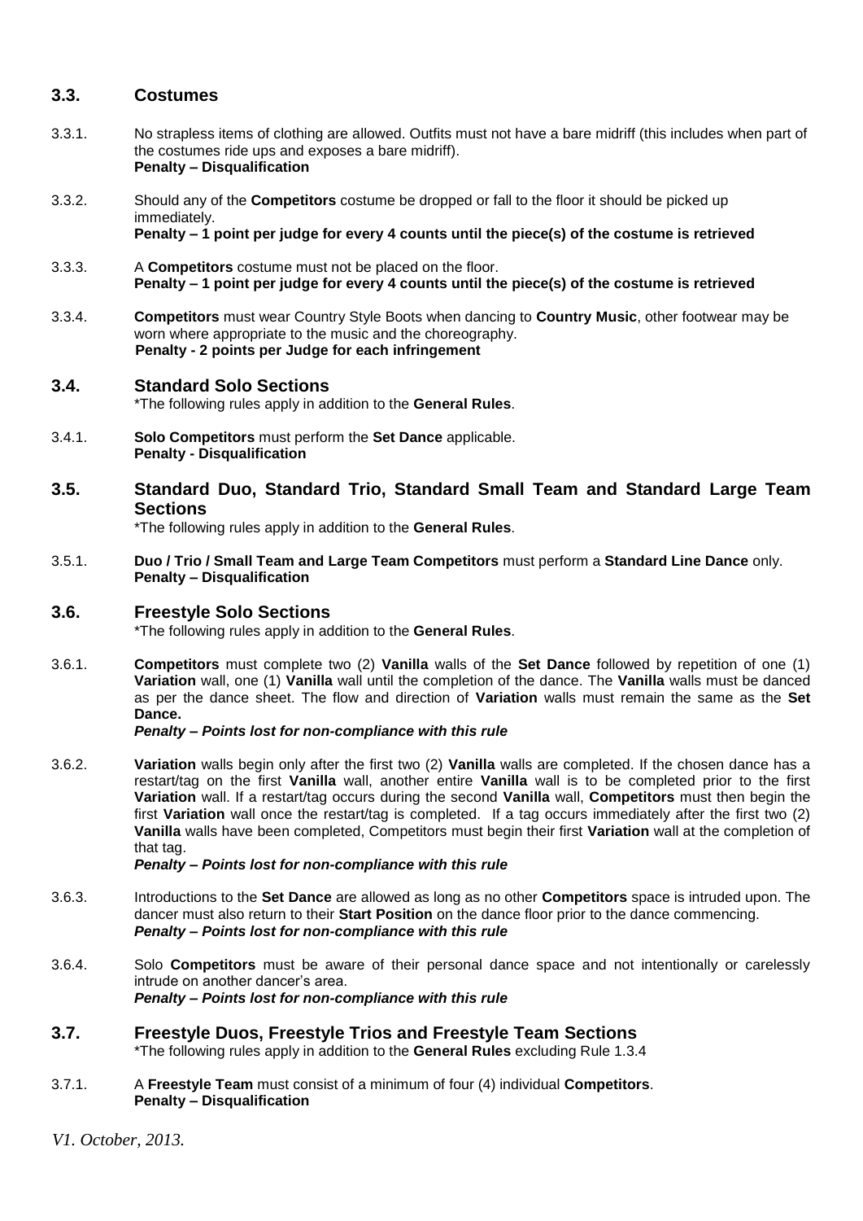### 3.3. Costumes

3.3.1. No strapless items of clothing are allowed. Outfits must not have a bare midriff (this includes when part of the costumes ride ups and exposes a bare midriff).
**Penalty – Disqualification**

3.3.2. Should any of the **Competitors** costume be dropped or fall to the floor it should be picked up immediately.
**Penalty – 1 point per judge for every 4 counts until the piece(s) of the costume is retrieved**

3.3.3. A **Competitors** costume must not be placed on the floor.
**Penalty – 1 point per judge for every 4 counts until the piece(s) of the costume is retrieved**

3.3.4. **Competitors** must wear Country Style Boots when dancing to **Country Music**, other footwear may be worn where appropriate to the music and the choreography.
**Penalty - 2 points per Judge for each infringement**

### 3.4. Standard Solo Sections

*The following rules apply in addition to the **General Rules**.

3.4.1. **Solo Competitors** must perform the **Set Dance** applicable.
**Penalty - Disqualification**

### 3.5. Standard Duo, Standard Trio, Standard Small Team and Standard Large Team Sections

*The following rules apply in addition to the **General Rules**.

3.5.1. **Duo / Trio / Small Team and Large Team Competitors** must perform a **Standard Line Dance** only.
**Penalty – Disqualification**

### 3.6. Freestyle Solo Sections

*The following rules apply in addition to the **General Rules**.

3.6.1. **Competitors** must complete two (2) **Vanilla** walls of the **Set Dance** followed by repetition of one (1) **Variation** wall, one (1) **Vanilla** wall until the completion of the dance. The **Vanilla** walls must be danced as per the dance sheet. The flow and direction of **Variation** walls must remain the same as the **Set Dance.**
***Penalty – Points lost for non-compliance with this rule***

3.6.2. **Variation** walls begin only after the first two (2) **Vanilla** walls are completed. If the chosen dance has a restart/tag on the first **Vanilla** wall, another entire **Vanilla** wall is to be completed prior to the first **Variation** wall. If a restart/tag occurs during the second **Vanilla** wall, **Competitors** must then begin the first **Variation** wall once the restart/tag is completed. If a tag occurs immediately after the first two (2) **Vanilla** walls have been completed, Competitors must begin their first **Variation** wall at the completion of that tag.
***Penalty – Points lost for non-compliance with this rule***

3.6.3. Introductions to the **Set Dance** are allowed as long as no other **Competitors** space is intruded upon. The dancer must also return to their **Start Position** on the dance floor prior to the dance commencing.
***Penalty – Points lost for non-compliance with this rule***

3.6.4. Solo **Competitors** must be aware of their personal dance space and not intentionally or carelessly intrude on another dancer's area.
***Penalty – Points lost for non-compliance with this rule***

### 3.7. Freestyle Duos, Freestyle Trios and Freestyle Team Sections

*The following rules apply in addition to the **General Rules** excluding Rule 1.3.4

3.7.1. A **Freestyle Team** must consist of a minimum of four (4) individual **Competitors**.
**Penalty – Disqualification**

*V1. October, 2013.*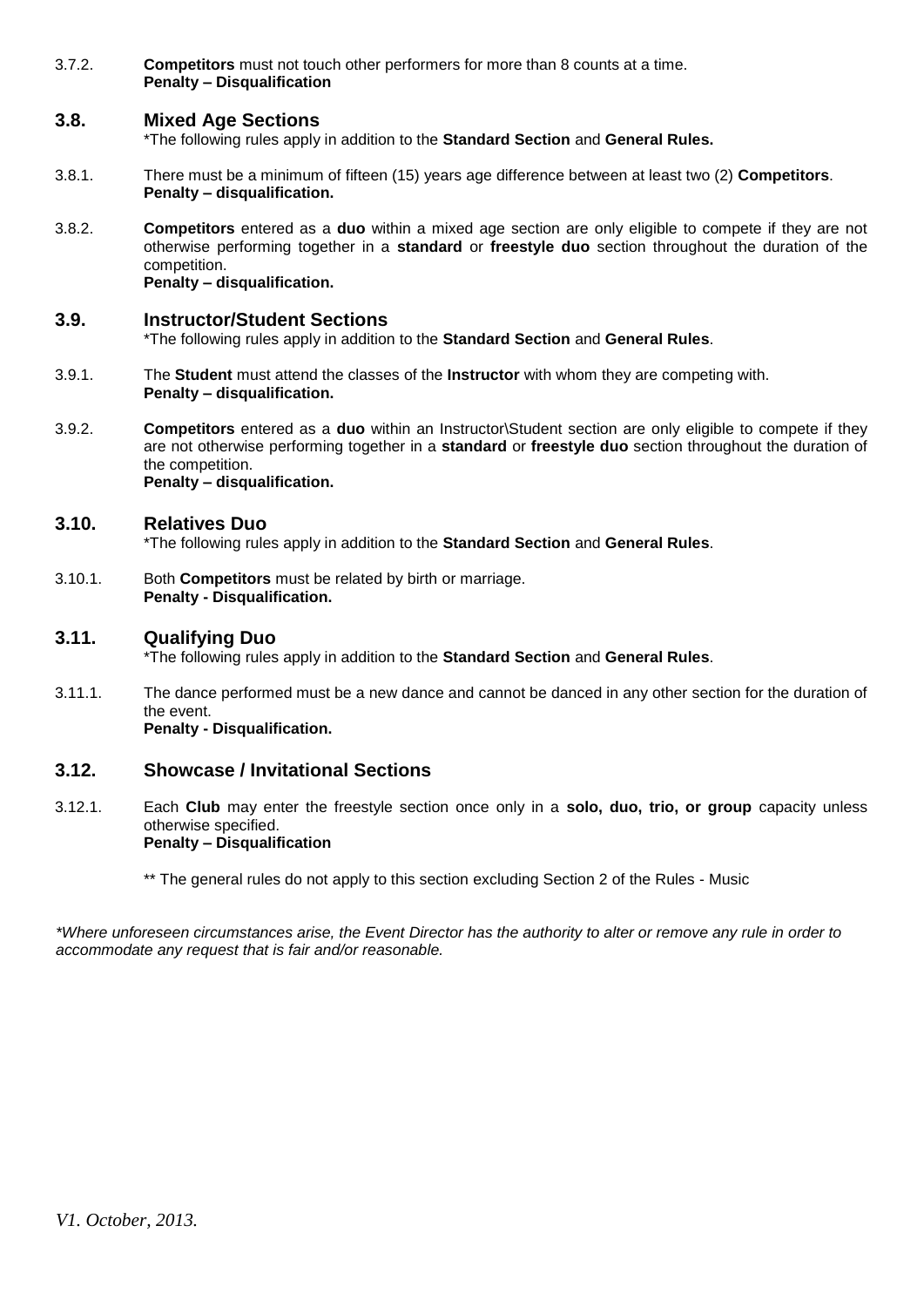3.7.2. **Competitors** must not touch other performers for more than 8 counts at a time.
**Penalty – Disqualification**

## 3.8. Mixed Age Sections

*The following rules apply in addition to the **Standard Section** and **General Rules.**

3.8.1. There must be a minimum of fifteen (15) years age difference between at least two (2) **Competitors**.
**Penalty – disqualification.**

3.8.2. **Competitors** entered as a **duo** within a mixed age section are only eligible to compete if they are not otherwise performing together in a **standard** or **freestyle duo** section throughout the duration of the competition.
**Penalty – disqualification.**

## 3.9. Instructor/Student Sections

*The following rules apply in addition to the **Standard Section** and **General Rules**.

3.9.1. The **Student** must attend the classes of the **Instructor** with whom they are competing with.
**Penalty – disqualification.**

3.9.2. **Competitors** entered as a **duo** within an Instructor\Student section are only eligible to compete if they are not otherwise performing together in a **standard** or **freestyle duo** section throughout the duration of the competition.
**Penalty – disqualification.**

## 3.10. Relatives Duo

*The following rules apply in addition to the **Standard Section** and **General Rules**.

3.10.1. Both **Competitors** must be related by birth or marriage.
**Penalty - Disqualification.**

## 3.11. Qualifying Duo

*The following rules apply in addition to the **Standard Section** and **General Rules**.

3.11.1. The dance performed must be a new dance and cannot be danced in any other section for the duration of the event.
**Penalty - Disqualification.**

## 3.12. Showcase / Invitational Sections

3.12.1. Each **Club** may enter the freestyle section once only in a **solo, duo, trio, or group** capacity unless otherwise specified.
**Penalty – Disqualification**

** The general rules do not apply to this section excluding Section 2 of the Rules - Music

*\*Where unforeseen circumstances arise, the Event Director has the authority to alter or remove any rule in order to accommodate any request that is fair and/or reasonable.*

*V1. October, 2013.*